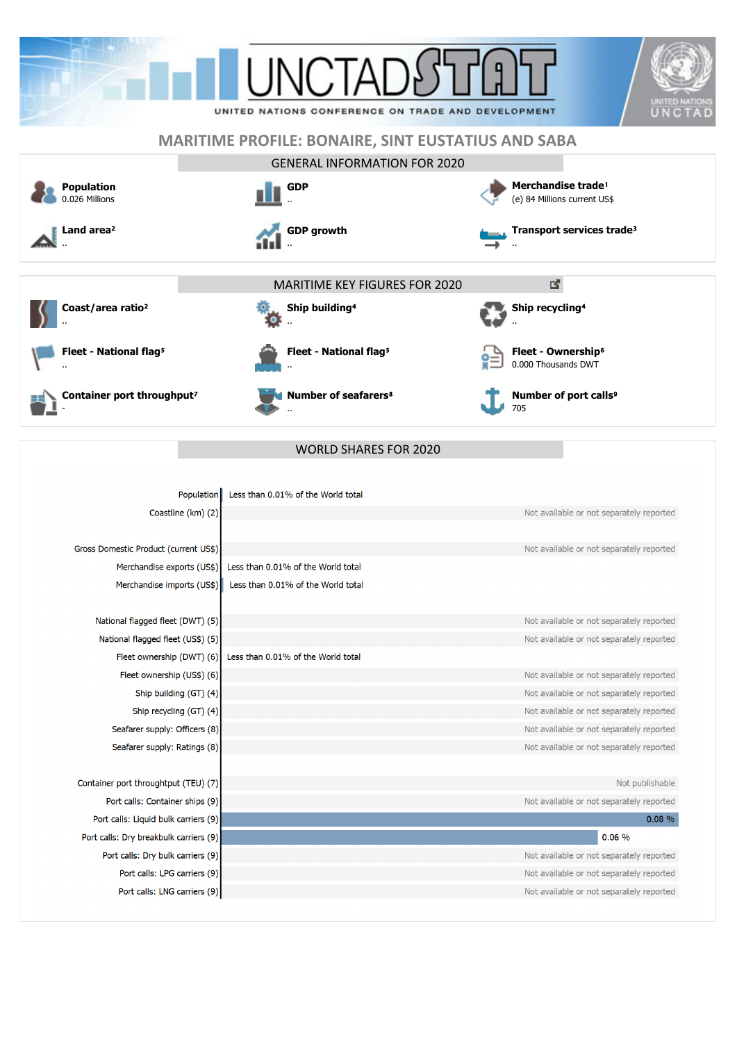UNCTADSTAT

UNITED NATIONS CONFERENCE ON TRADE AND DEVELOPMENT

# MARITIME PROFILE: BONAIRE, SINT EUSTATIUS AND SABA

## GENERAL INFORMATION FOR 2020

**Population**
0.026 Millions

**GDP**
..

**Merchandise trade[1]**
(e) 84 Millions current US$

**Land area[2]**
..

**GDP growth**
..

**Transport services trade[3]**
..

## MARITIME KEY FIGURES FOR 2020

**Coast/area ratio[2]**
..

**Ship building[4]**
..

**Ship recycling[4]**
..

**Fleet - National flag[5]**
..

**Fleet - National flag[5]**
..

**Fleet - Ownership[6]**
0.000 Thousands DWT

**Container port throughput[7]**
-

**Number of seafarers[8]**
..

**Number of port calls[9]**
705

## WORLD SHARES FOR 2020

| Indicator | World share |
|---|---|
| Population | Less than 0.01% of the World total |
| Coastline (km) (2) | Not available or not separately reported |
| Gross Domestic Product (current US$) | Not available or not separately reported |
| Merchandise exports (US$) | Less than 0.01% of the World total |
| Merchandise imports (US$) | Less than 0.01% of the World total |
| National flagged fleet (DWT) (5) | Not available or not separately reported |
| National flagged fleet (US$) (5) | Not available or not separately reported |
| Fleet ownership (DWT) (6) | Less than 0.01% of the World total |
| Fleet ownership (US$) (6) | Not available or not separately reported |
| Ship building (GT) (4) | Not available or not separately reported |
| Ship recycling (GT) (4) | Not available or not separately reported |
| Seafarer supply: Officers (8) | Not available or not separately reported |
| Seafarer supply: Ratings (8) | Not available or not separately reported |
| Container port throughtput (TEU) (7) | Not publishable |
| Port calls: Container ships (9) | Not available or not separately reported |
| Port calls: Liquid bulk carriers (9) | 0.08 % |
| Port calls: Dry breakbulk carriers (9) | 0.06 % |
| Port calls: Dry bulk carriers (9) | Not available or not separately reported |
| Port calls: LPG carriers (9) | Not available or not separately reported |
| Port calls: LNG carriers (9) | Not available or not separately reported |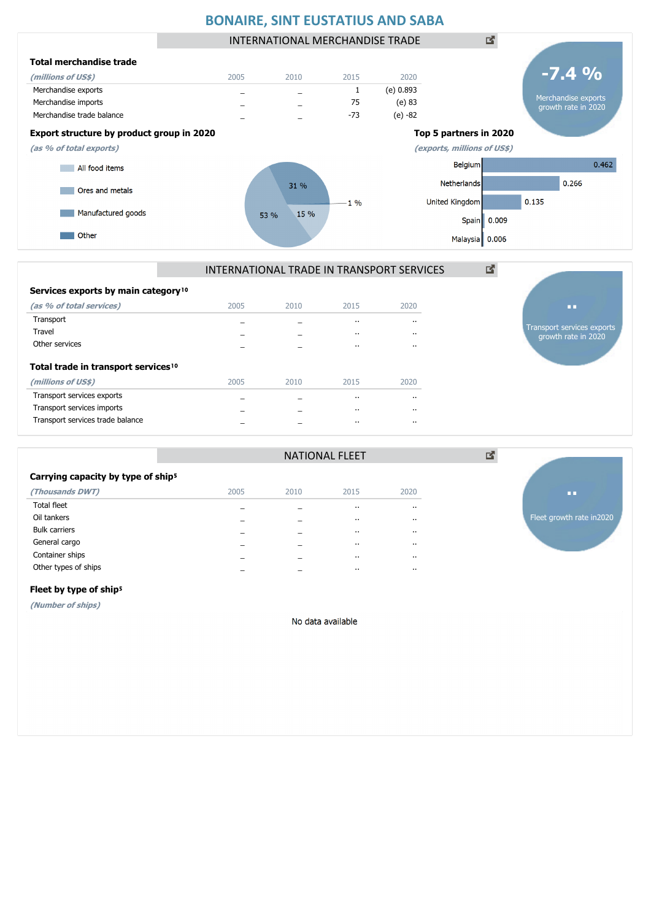# BONAIRE, SINT EUSTATIUS AND SABA

## INTERNATIONAL MERCHANDISE TRADE

**-7.4 %**
Merchandise exports growth rate in 2020

### Total merchandise trade

| *(millions of US$)* | 2005 | 2010 | 2015 | 2020 |
|---|---|---|---|---|
| Merchandise exports | _ | _ | 1 | (e) 0.893 |
| Merchandise imports | _ | _ | 75 | (e) 83 |
| Merchandise trade balance | _ | _ | -73 | (e) -82 |

### Export structure by product group in 2020

*(as % of total exports)*

- All food items
- Ores and metals
- Manufactured goods
- Other

53 %, 31 %, 15 %, 1 %

### Top 5 partners in 2020

*(exports, millions of US$)*

| Partner | Value |
|---|---|
| Belgium | 0.462 |
| Netherlands | 0.266 |
| United Kingdom | 0.135 |
| Spain | 0.009 |
| Malaysia | 0.006 |

## INTERNATIONAL TRADE IN TRANSPORT SERVICES

**..**
Transport services exports growth rate in 2020

### Services exports by main category[10]

| *(as % of total services)* | 2005 | 2010 | 2015 | 2020 |
|---|---|---|---|---|
| Transport | _ | _ | .. | .. |
| Travel | _ | _ | .. | .. |
| Other services | _ | _ | .. | .. |

### Total trade in transport services[10]

| *(millions of US$)* | 2005 | 2010 | 2015 | 2020 |
|---|---|---|---|---|
| Transport services exports | _ | _ | .. | .. |
| Transport services imports | _ | _ | .. | .. |
| Transport services trade balance | _ | _ | .. | .. |

## NATIONAL FLEET

**..**
Fleet growth rate in2020

### Carrying capacity by type of ship[5]

| *(Thousands DWT)* | 2005 | 2010 | 2015 | 2020 |
|---|---|---|---|---|
| Total fleet | _ | _ | .. | .. |
| Oil tankers | _ | _ | .. | .. |
| Bulk carriers | _ | _ | .. | .. |
| General cargo | _ | _ | .. | .. |
| Container ships | _ | _ | .. | .. |
| Other types of ships | _ | _ | .. | .. |

### Fleet by type of ship[5]

*(Number of ships)*

No data available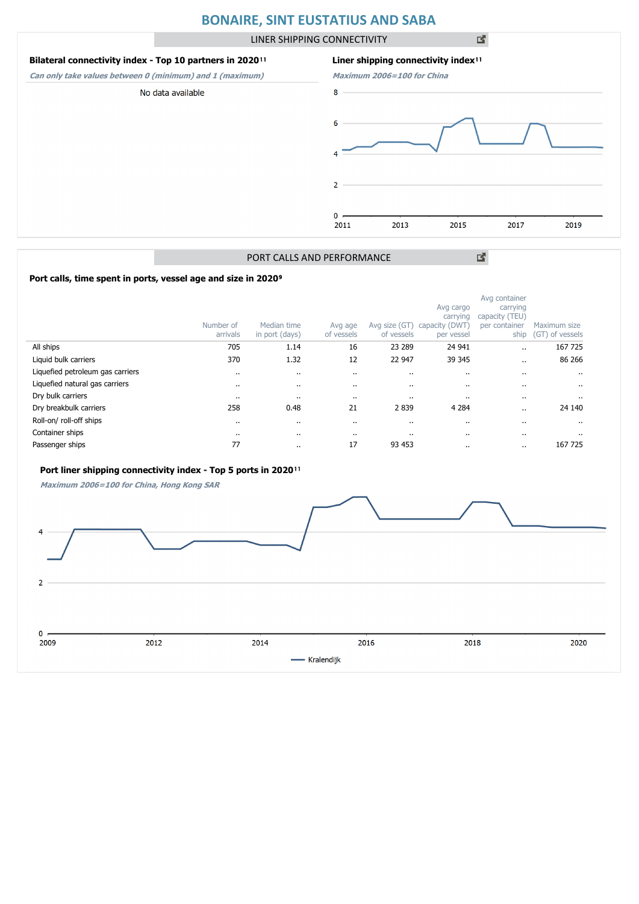# BONAIRE, SINT EUSTATIUS AND SABA

## LINER SHIPPING CONNECTIVITY

### Bilateral connectivity index - Top 10 partners in 2020[11]

*Can only take values between 0 (minimum) and 1 (maximum)*

No data available

### Liner shipping connectivity index[11]

*Maximum 2006=100 for China*

## PORT CALLS AND PERFORMANCE

### Port calls, time spent in ports, vessel age and size in 2020[9]

| | Number of arrivals | Median time in port (days) | Avg age of vessels | Avg size (GT) of vessels | Avg cargo carrying capacity (DWT) per vessel | Avg container carrying capacity (TEU) per container ship | Maximum size (GT) of vessels |
|---|---|---|---|---|---|---|---|
| All ships | 705 | 1.14 | 16 | 23 289 | 24 941 | .. | 167 725 |
| Liquid bulk carriers | 370 | 1.32 | 12 | 22 947 | 39 345 | .. | 86 266 |
| Liquefied petroleum gas carriers | .. | .. | .. | .. | .. | .. | .. |
| Liquefied natural gas carriers | .. | .. | .. | .. | .. | .. | .. |
| Dry bulk carriers | .. | .. | .. | .. | .. | .. | .. |
| Dry breakbulk carriers | 258 | 0.48 | 21 | 2 839 | 4 284 | .. | 24 140 |
| Roll-on/ roll-off ships | .. | .. | .. | .. | .. | .. | .. |
| Container ships | .. | .. | .. | .. | .. | .. | .. |
| Passenger ships | 77 | .. | 17 | 93 453 | .. | .. | 167 725 |

### Port liner shipping connectivity index - Top 5 ports in 2020[11]

*Maximum 2006=100 for China, Hong Kong SAR*

Kralendijk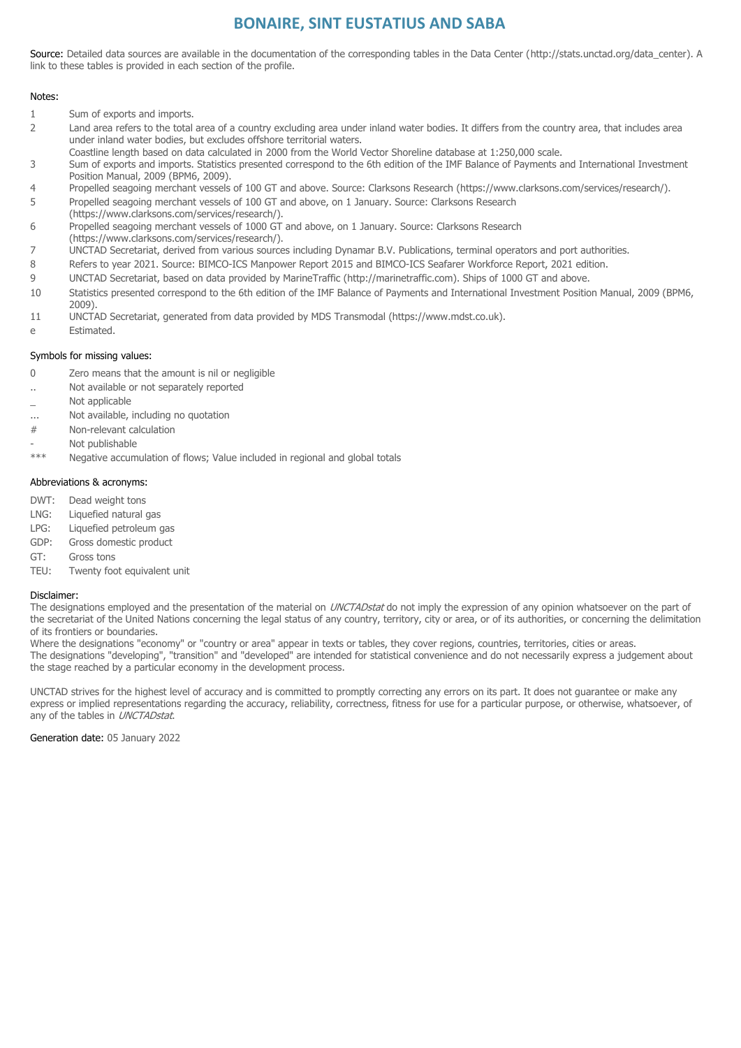# BONAIRE, SINT EUSTATIUS AND SABA

Source: Detailed data sources are available in the documentation of the corresponding tables in the Data Center (http://stats.unctad.org/data_center). A link to these tables is provided in each section of the profile.

Notes:

| | |
|---|---|
| 1 | Sum of exports and imports. |
| 2 | Land area refers to the total area of a country excluding area under inland water bodies. It differs from the country area, that includes area under inland water bodies, but excludes offshore territorial waters.<br>Coastline length based on data calculated in 2000 from the World Vector Shoreline database at 1:250,000 scale. |
| 3 | Sum of exports and imports. Statistics presented correspond to the 6th edition of the IMF Balance of Payments and International Investment Position Manual, 2009 (BPM6, 2009). |
| 4 | Propelled seagoing merchant vessels of 100 GT and above. Source: Clarksons Research (https://www.clarksons.com/services/research/). |
| 5 | Propelled seagoing merchant vessels of 100 GT and above, on 1 January. Source: Clarksons Research (https://www.clarksons.com/services/research/). |
| 6 | Propelled seagoing merchant vessels of 1000 GT and above, on 1 January. Source: Clarksons Research (https://www.clarksons.com/services/research/). |
| 7 | UNCTAD Secretariat, derived from various sources including Dynamar B.V. Publications, terminal operators and port authorities. |
| 8 | Refers to year 2021. Source: BIMCO-ICS Manpower Report 2015 and BIMCO-ICS Seafarer Workforce Report, 2021 edition. |
| 9 | UNCTAD Secretariat, based on data provided by MarineTraffic (http://marinetraffic.com). Ships of 1000 GT and above. |
| 10 | Statistics presented correspond to the 6th edition of the IMF Balance of Payments and International Investment Position Manual, 2009 (BPM6, 2009). |
| 11 | UNCTAD Secretariat, generated from data provided by MDS Transmodal (https://www.mdst.co.uk). |
| e | Estimated. |

Symbols for missing values:

| | |
|---|---|
| 0 | Zero means that the amount is nil or negligible |
| .. | Not available or not separately reported |
| _ | Not applicable |
| ... | Not available, including no quotation |
| # | Non-relevant calculation |
| - | Not publishable |
| *** | Negative accumulation of flows; Value included in regional and global totals |

Abbreviations & acronyms:

| | |
|---|---|
| DWT: | Dead weight tons |
| LNG: | Liquefied natural gas |
| LPG: | Liquefied petroleum gas |
| GDP: | Gross domestic product |
| GT: | Gross tons |
| TEU: | Twenty foot equivalent unit |

Disclaimer:

The designations employed and the presentation of the material on *UNCTADstat* do not imply the expression of any opinion whatsoever on the part of the secretariat of the United Nations concerning the legal status of any country, territory, city or area, or of its authorities, or concerning the delimitation of its frontiers or boundaries.
Where the designations "economy" or "country or area" appear in texts or tables, they cover regions, countries, territories, cities or areas.
The designations "developing", "transition" and "developed" are intended for statistical convenience and do not necessarily express a judgement about the stage reached by a particular economy in the development process.

UNCTAD strives for the highest level of accuracy and is committed to promptly correcting any errors on its part. It does not guarantee or make any express or implied representations regarding the accuracy, reliability, correctness, fitness for use for a particular purpose, or otherwise, whatsoever, of any of the tables in *UNCTADstat*.

Generation date: 05 January 2022